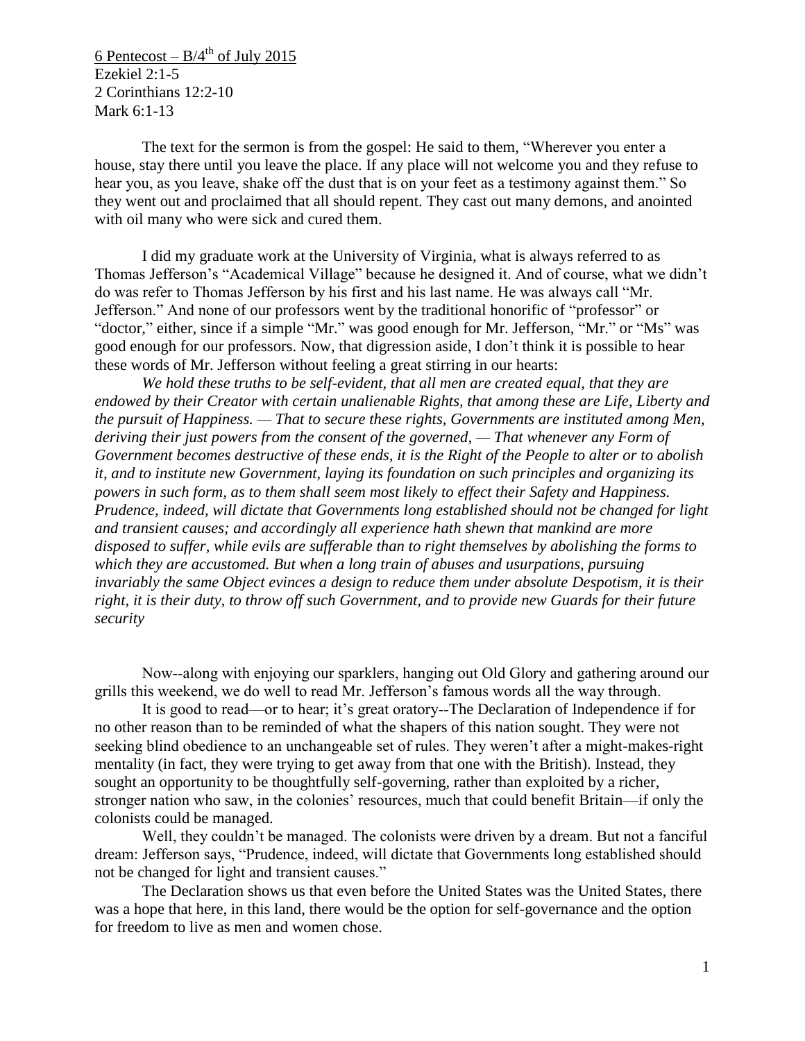6 Pentecost – B/4$^{th}$ of July 2015
Ezekiel 2:1-5
2 Corinthians 12:2-10
Mark 6:1-13

The text for the sermon is from the gospel: He said to them, "Wherever you enter a house, stay there until you leave the place. If any place will not welcome you and they refuse to hear you, as you leave, shake off the dust that is on your feet as a testimony against them." So they went out and proclaimed that all should repent. They cast out many demons, and anointed with oil many who were sick and cured them.

I did my graduate work at the University of Virginia, what is always referred to as Thomas Jefferson's "Academical Village" because he designed it. And of course, what we didn't do was refer to Thomas Jefferson by his first and his last name. He was always call "Mr. Jefferson." And none of our professors went by the traditional honorific of "professor" or "doctor," either, since if a simple "Mr." was good enough for Mr. Jefferson, "Mr." or "Ms" was good enough for our professors. Now, that digression aside, I don't think it is possible to hear these words of Mr. Jefferson without feeling a great stirring in our hearts:

*We hold these truths to be self-evident, that all men are created equal, that they are endowed by their Creator with certain unalienable Rights, that among these are Life, Liberty and the pursuit of Happiness. — That to secure these rights, Governments are instituted among Men, deriving their just powers from the consent of the governed, — That whenever any Form of Government becomes destructive of these ends, it is the Right of the People to alter or to abolish it, and to institute new Government, laying its foundation on such principles and organizing its powers in such form, as to them shall seem most likely to effect their Safety and Happiness. Prudence, indeed, will dictate that Governments long established should not be changed for light and transient causes; and accordingly all experience hath shewn that mankind are more disposed to suffer, while evils are sufferable than to right themselves by abolishing the forms to which they are accustomed. But when a long train of abuses and usurpations, pursuing invariably the same Object evinces a design to reduce them under absolute Despotism, it is their right, it is their duty, to throw off such Government, and to provide new Guards for their future security*

Now--along with enjoying our sparklers, hanging out Old Glory and gathering around our grills this weekend, we do well to read Mr. Jefferson's famous words all the way through.

It is good to read—or to hear; it's great oratory--The Declaration of Independence if for no other reason than to be reminded of what the shapers of this nation sought. They were not seeking blind obedience to an unchangeable set of rules. They weren't after a might-makes-right mentality (in fact, they were trying to get away from that one with the British). Instead, they sought an opportunity to be thoughtfully self-governing, rather than exploited by a richer, stronger nation who saw, in the colonies' resources, much that could benefit Britain—if only the colonists could be managed.

Well, they couldn't be managed. The colonists were driven by a dream. But not a fanciful dream: Jefferson says, "Prudence, indeed, will dictate that Governments long established should not be changed for light and transient causes."

The Declaration shows us that even before the United States was the United States, there was a hope that here, in this land, there would be the option for self-governance and the option for freedom to live as men and women chose.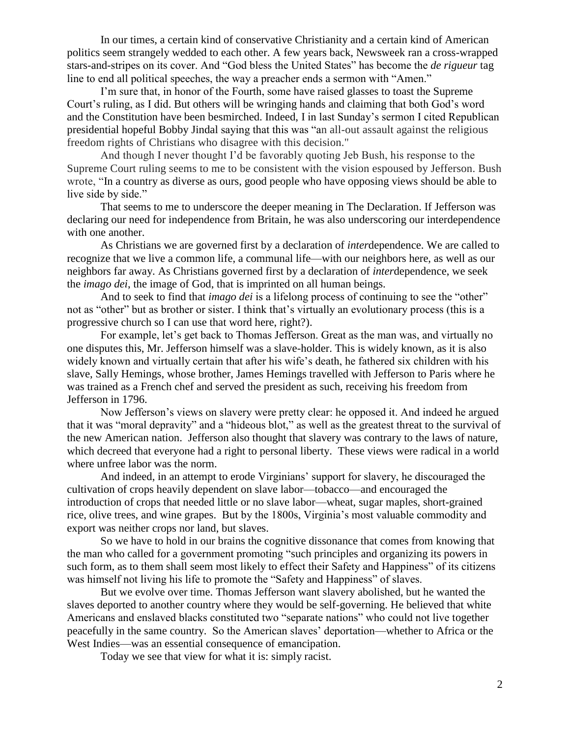In our times, a certain kind of conservative Christianity and a certain kind of American politics seem strangely wedded to each other. A few years back, Newsweek ran a cross-wrapped stars-and-stripes on its cover. And "God bless the United States" has become the *de rigueur* tag line to end all political speeches, the way a preacher ends a sermon with "Amen."

I'm sure that, in honor of the Fourth, some have raised glasses to toast the Supreme Court's ruling, as I did. But others will be wringing hands and claiming that both God's word and the Constitution have been besmirched. Indeed, I in last Sunday's sermon I cited Republican presidential hopeful Bobby Jindal saying that this was "an all-out assault against the religious freedom rights of Christians who disagree with this decision."

And though I never thought I'd be favorably quoting Jeb Bush, his response to the Supreme Court ruling seems to me to be consistent with the vision espoused by Jefferson. Bush wrote, "In a country as diverse as ours, good people who have opposing views should be able to live side by side."

That seems to me to underscore the deeper meaning in The Declaration. If Jefferson was declaring our need for independence from Britain, he was also underscoring our interdependence with one another.

As Christians we are governed first by a declaration of *inter*dependence. We are called to recognize that we live a common life, a communal life—with our neighbors here, as well as our neighbors far away. As Christians governed first by a declaration of *inter*dependence, we seek the *imago dei*, the image of God, that is imprinted on all human beings.

And to seek to find that *imago dei* is a lifelong process of continuing to see the "other" not as "other" but as brother or sister. I think that's virtually an evolutionary process (this is a progressive church so I can use that word here, right?).

For example, let's get back to Thomas Jefferson. Great as the man was, and virtually no one disputes this, Mr. Jefferson himself was a slave-holder. This is widely known, as it is also widely known and virtually certain that after his wife's death, he fathered six children with his slave, Sally Hemings, whose brother, James Hemings travelled with Jefferson to Paris where he was trained as a French chef and served the president as such, receiving his freedom from Jefferson in 1796.

Now Jefferson's views on slavery were pretty clear: he opposed it. And indeed he argued that it was "moral depravity" and a "hideous blot," as well as the greatest threat to the survival of the new American nation. Jefferson also thought that slavery was contrary to the laws of nature, which decreed that everyone had a right to personal liberty. These views were radical in a world where unfree labor was the norm.

And indeed, in an attempt to erode Virginians' support for slavery, he discouraged the cultivation of crops heavily dependent on slave labor—tobacco—and encouraged the introduction of crops that needed little or no slave labor—wheat, sugar maples, short-grained rice, olive trees, and wine grapes. But by the 1800s, Virginia's most valuable commodity and export was neither crops nor land, but slaves.

So we have to hold in our brains the cognitive dissonance that comes from knowing that the man who called for a government promoting "such principles and organizing its powers in such form, as to them shall seem most likely to effect their Safety and Happiness" of its citizens was himself not living his life to promote the "Safety and Happiness" of slaves.

But we evolve over time. Thomas Jefferson want slavery abolished, but he wanted the slaves deported to another country where they would be self-governing. He believed that white Americans and enslaved blacks constituted two "separate nations" who could not live together peacefully in the same country. So the American slaves' deportation—whether to Africa or the West Indies—was an essential consequence of emancipation.

Today we see that view for what it is: simply racist.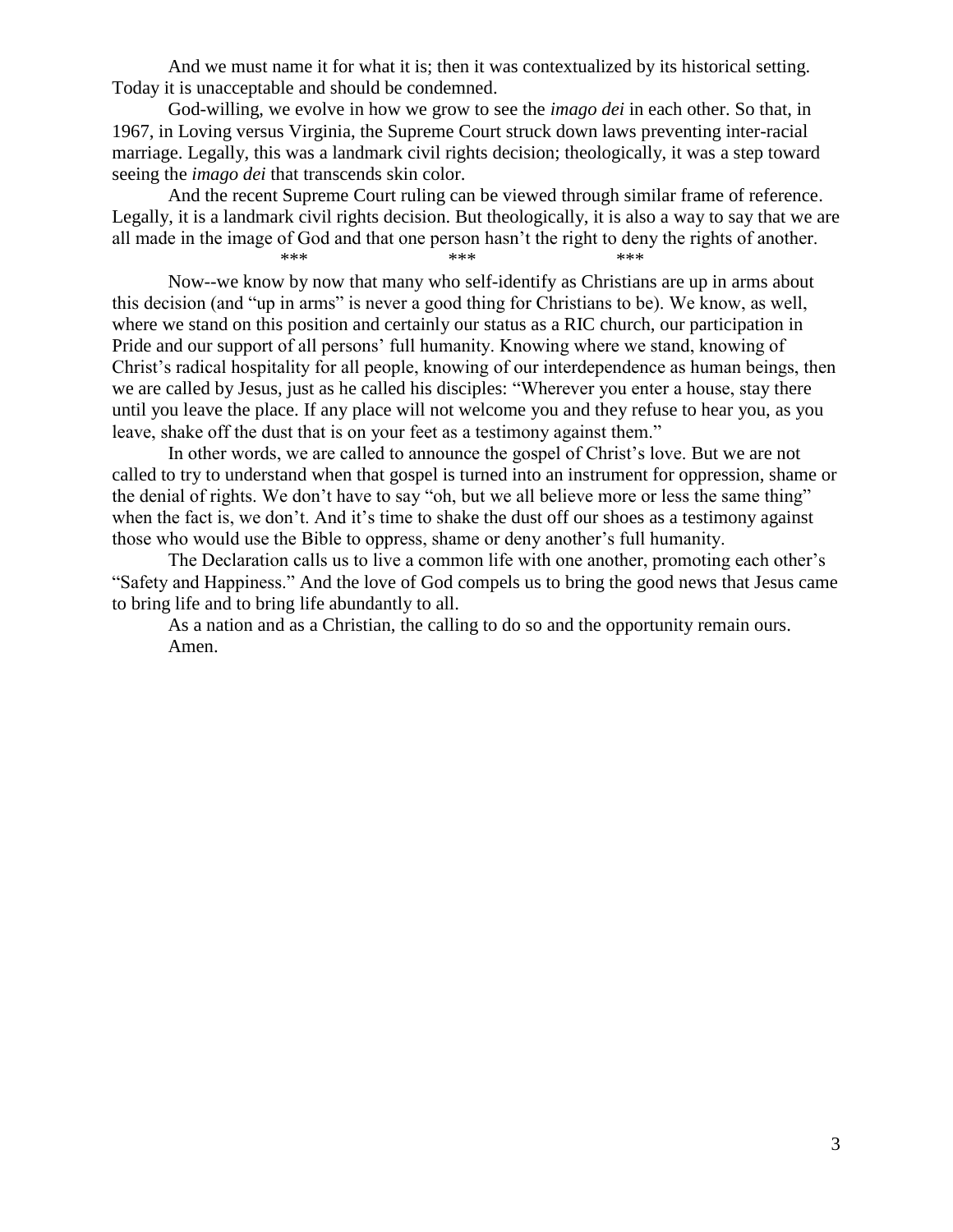And we must name it for what it is; then it was contextualized by its historical setting. Today it is unacceptable and should be condemned.

God-willing, we evolve in how we grow to see the *imago dei* in each other. So that, in 1967, in Loving versus Virginia, the Supreme Court struck down laws preventing inter-racial marriage. Legally, this was a landmark civil rights decision; theologically, it was a step toward seeing the *imago dei* that transcends skin color.

And the recent Supreme Court ruling can be viewed through similar frame of reference. Legally, it is a landmark civil rights decision. But theologically, it is also a way to say that we are all made in the image of God and that one person hasn't the right to deny the rights of another.

\*\*\* \*\*\* \*\*\*

Now--we know by now that many who self-identify as Christians are up in arms about this decision (and "up in arms" is never a good thing for Christians to be). We know, as well, where we stand on this position and certainly our status as a RIC church, our participation in Pride and our support of all persons' full humanity. Knowing where we stand, knowing of Christ's radical hospitality for all people, knowing of our interdependence as human beings, then we are called by Jesus, just as he called his disciples: "Wherever you enter a house, stay there until you leave the place. If any place will not welcome you and they refuse to hear you, as you leave, shake off the dust that is on your feet as a testimony against them."

In other words, we are called to announce the gospel of Christ's love. But we are not called to try to understand when that gospel is turned into an instrument for oppression, shame or the denial of rights. We don't have to say "oh, but we all believe more or less the same thing" when the fact is, we don't. And it's time to shake the dust off our shoes as a testimony against those who would use the Bible to oppress, shame or deny another's full humanity.

The Declaration calls us to live a common life with one another, promoting each other's "Safety and Happiness." And the love of God compels us to bring the good news that Jesus came to bring life and to bring life abundantly to all.

As a nation and as a Christian, the calling to do so and the opportunity remain ours.

Amen.